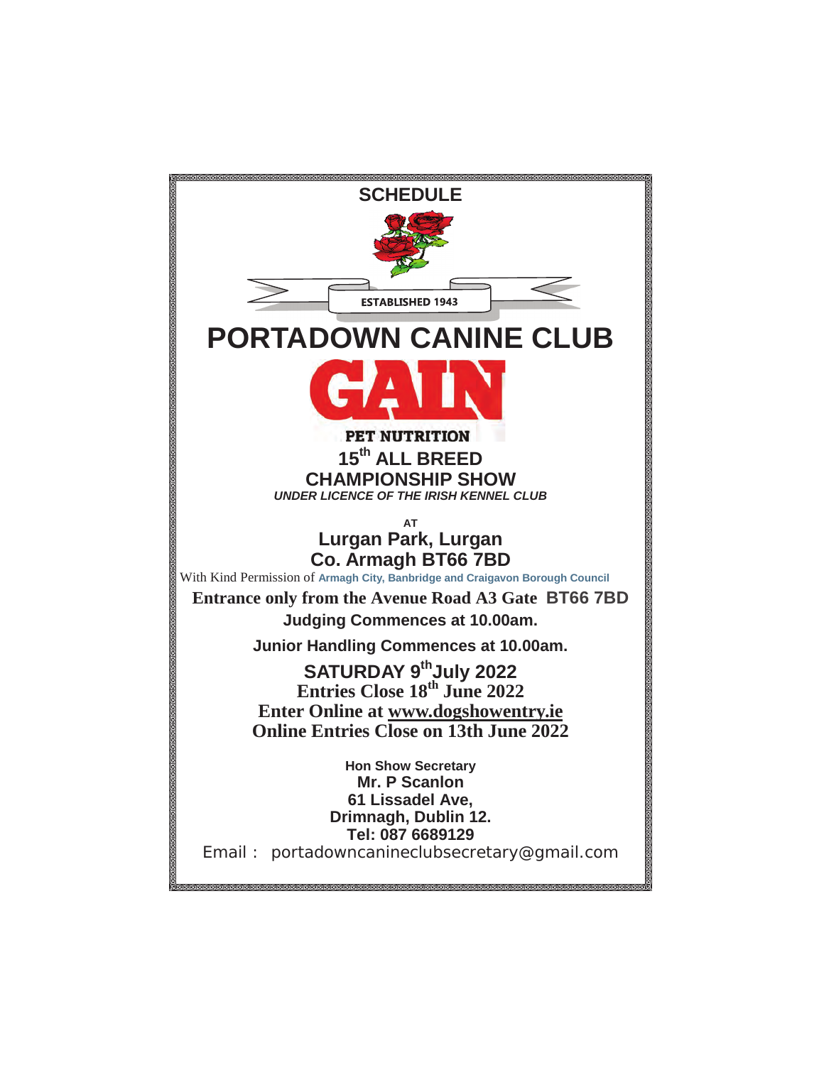# SCHEDULE

ESTABLISHED 1943

# PORTADOWN CANINE CLUB

GAIN

PET NUTRITION

## 15th ALL BREED CHAMPIONSHIP SHOW

***UNDER LICENCE OF THE IRISH KENNEL CLUB***

**AT**

## Lurgan Park, Lurgan
## Co. Armagh BT66 7BD

With Kind Permission of **Armagh City, Banbridge and Craigavon Borough Council**

**Entrance only from the Avenue Road A3 Gate BT66 7BD**

**Judging Commences at 10.00am.**

**Junior Handling Commences at 10.00am.**

**SATURDAY 9th July 2022**

**Entries Close 18th June 2022**

**Enter Online at www.dogshowentry.ie**

**Online Entries Close on 13th June 2022**

**Hon Show Secretary**
**Mr. P Scanlon**
**61 Lissadel Ave,**
**Drimnagh, Dublin 12.**
**Tel: 087 6689129**

Email : portadowncanineclubsecretary@gmail.com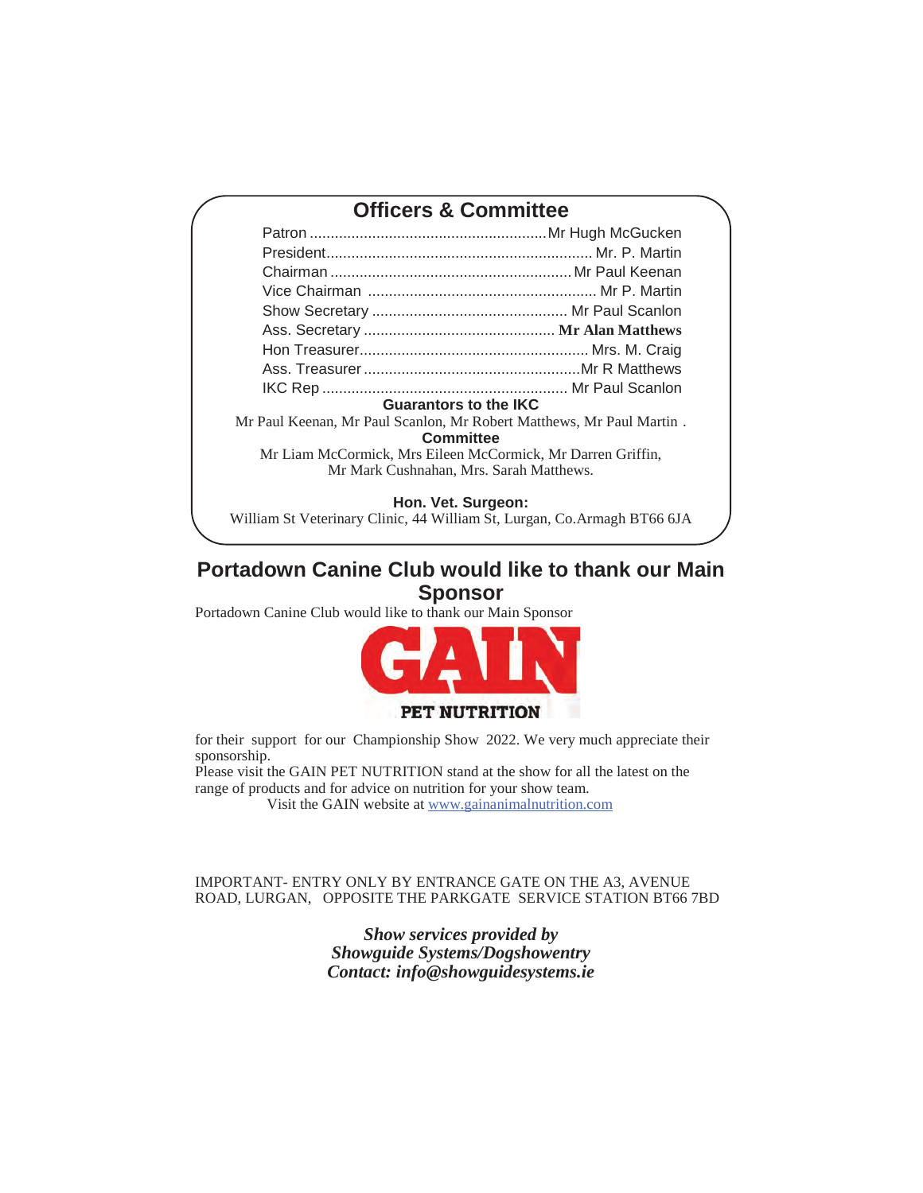## Officers & Committee

Patron .......................................................... Mr Hugh McGucken
President................................................................ Mr. P. Martin
Chairman .......................................................... Mr Paul Keenan
Vice Chairman ....................................................... Mr P. Martin
Show Secretary ............................................... Mr Paul Scanlon
Ass. Secretary .............................................. **Mr Alan Matthews**
Hon Treasurer....................................................... Mrs. M. Craig
Ass. Treasurer ....................................................Mr R Matthews
IKC Rep ........................................................... Mr Paul Scanlon

**Guarantors to the IKC**

Mr Paul Keenan, Mr Paul Scanlon, Mr Robert Matthews, Mr Paul Martin .

**Committee**

Mr Liam McCormick, Mrs Eileen McCormick, Mr Darren Griffin,
Mr Mark Cushnahan, Mrs. Sarah Matthews.

**Hon. Vet. Surgeon:**

William St Veterinary Clinic, 44 William St, Lurgan, Co.Armagh BT66 6JA

## Portadown Canine Club would like to thank our Main Sponsor

Portadown Canine Club would like to thank our Main Sponsor

GAIN PET NUTRITION

for their support for our Championship Show 2022. We very much appreciate their sponsorship.
Please visit the GAIN PET NUTRITION stand at the show for all the latest on the range of products and for advice on nutrition for your show team.
Visit the GAIN website at www.gainanimalnutrition.com

IMPORTANT- ENTRY ONLY BY ENTRANCE GATE ON THE A3, AVENUE ROAD, LURGAN, OPPOSITE THE PARKGATE SERVICE STATION BT66 7BD

***Show services provided by***
***Showguide Systems/Dogshowentry***
***Contact: info@showguidesystems.ie***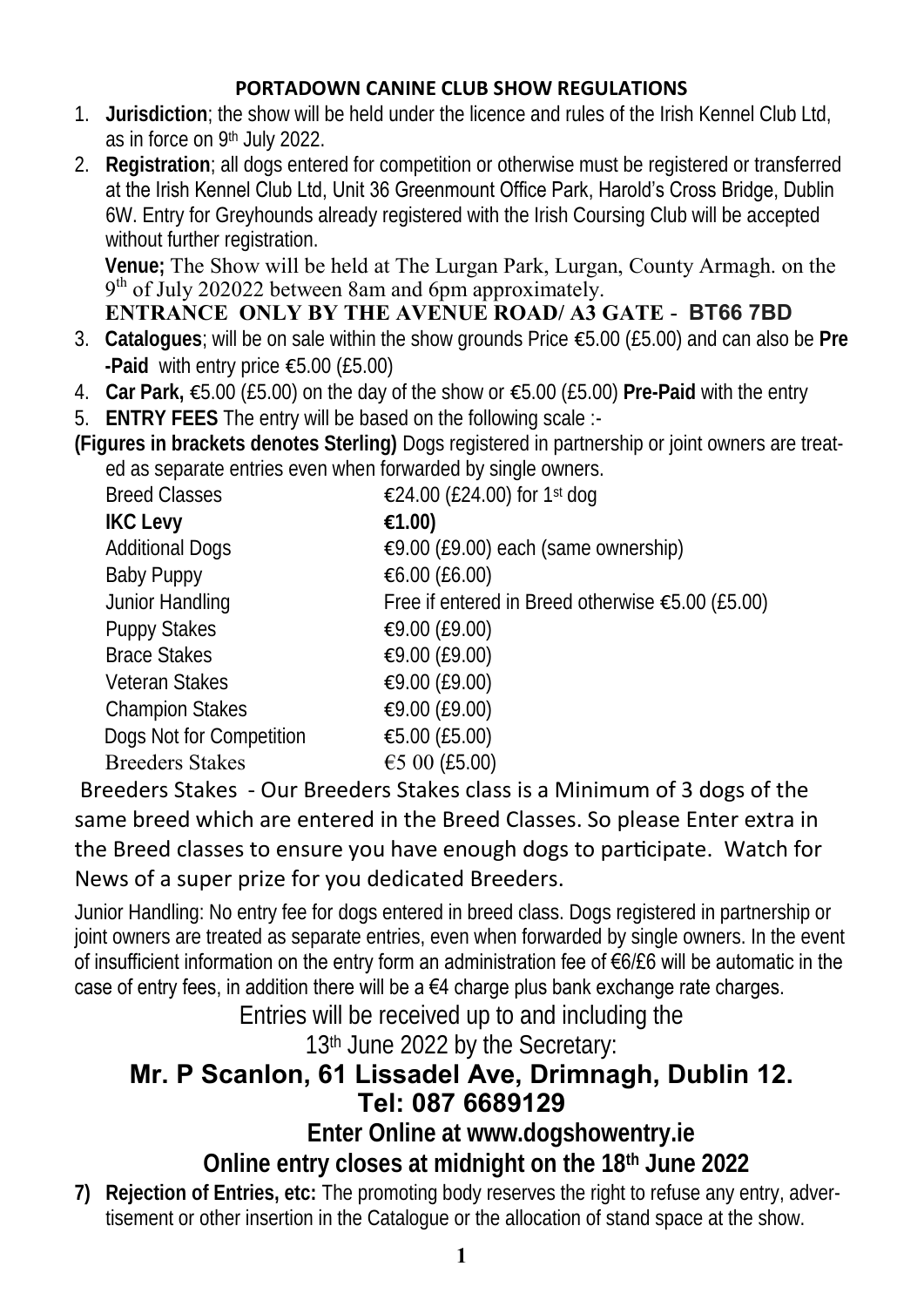**PORTADOWN CANINE CLUB SHOW REGULATIONS**

1. **Jurisdiction**; the show will be held under the licence and rules of the Irish Kennel Club Ltd, as in force on 9th July 2022.
2. **Registration**; all dogs entered for competition or otherwise must be registered or transferred at the Irish Kennel Club Ltd, Unit 36 Greenmount Office Park, Harold's Cross Bridge, Dublin 6W. Entry for Greyhounds already registered with the Irish Coursing Club will be accepted without further registration.

   **Venue;** The Show will be held at The Lurgan Park, Lurgan, County Armagh. on the 9th of July 202022 between 8am and 6pm approximately.

   **ENTRANCE ONLY BY THE AVENUE ROAD/ A3 GATE - BT66 7BD**
3. **Catalogues**; will be on sale within the show grounds Price €5.00 (£5.00) and can also be **Pre -Paid** with entry price €5.00 (£5.00)
4. **Car Park,** €5.00 (£5.00) on the day of the show or €5.00 (£5.00) **Pre-Paid** with the entry
5. **ENTRY FEES** The entry will be based on the following scale :-

**(Figures in brackets denotes Sterling)** Dogs registered in partnership or joint owners are treated as separate entries even when forwarded by single owners.

| | |
|---|---|
| Breed Classes | €24.00 (£24.00) for 1st dog |
| **IKC Levy** | **€1.00)** |
| Additional Dogs | €9.00 (£9.00) each (same ownership) |
| Baby Puppy | €6.00 (£6.00) |
| Junior Handling | Free if entered in Breed otherwise €5.00 (£5.00) |
| Puppy Stakes | €9.00 (£9.00) |
| Brace Stakes | €9.00 (£9.00) |
| Veteran Stakes | €9.00 (£9.00) |
| Champion Stakes | €9.00 (£9.00) |
| Dogs Not for Competition | €5.00 (£5.00) |
| Breeders Stakes | €5 00 (£5.00) |

Breeders Stakes - Our Breeders Stakes class is a Minimum of 3 dogs of the same breed which are entered in the Breed Classes. So please Enter extra in the Breed classes to ensure you have enough dogs to participate. Watch for News of a super prize for you dedicated Breeders.

Junior Handling: No entry fee for dogs entered in breed class. Dogs registered in partnership or joint owners are treated as separate entries, even when forwarded by single owners. In the event of insufficient information on the entry form an administration fee of €6/£6 will be automatic in the case of entry fees, in addition there will be a €4 charge plus bank exchange rate charges.

Entries will be received up to and including the

13th June 2022 by the Secretary:

**Mr. P Scanlon, 61 Lissadel Ave, Drimnagh, Dublin 12.**
**Tel: 087 6689129**

**Enter Online at www.dogshowentry.ie**

**Online entry closes at midnight on the 18th June 2022**

7) **Rejection of Entries, etc:** The promoting body reserves the right to refuse any entry, advertisement or other insertion in the Catalogue or the allocation of stand space at the show.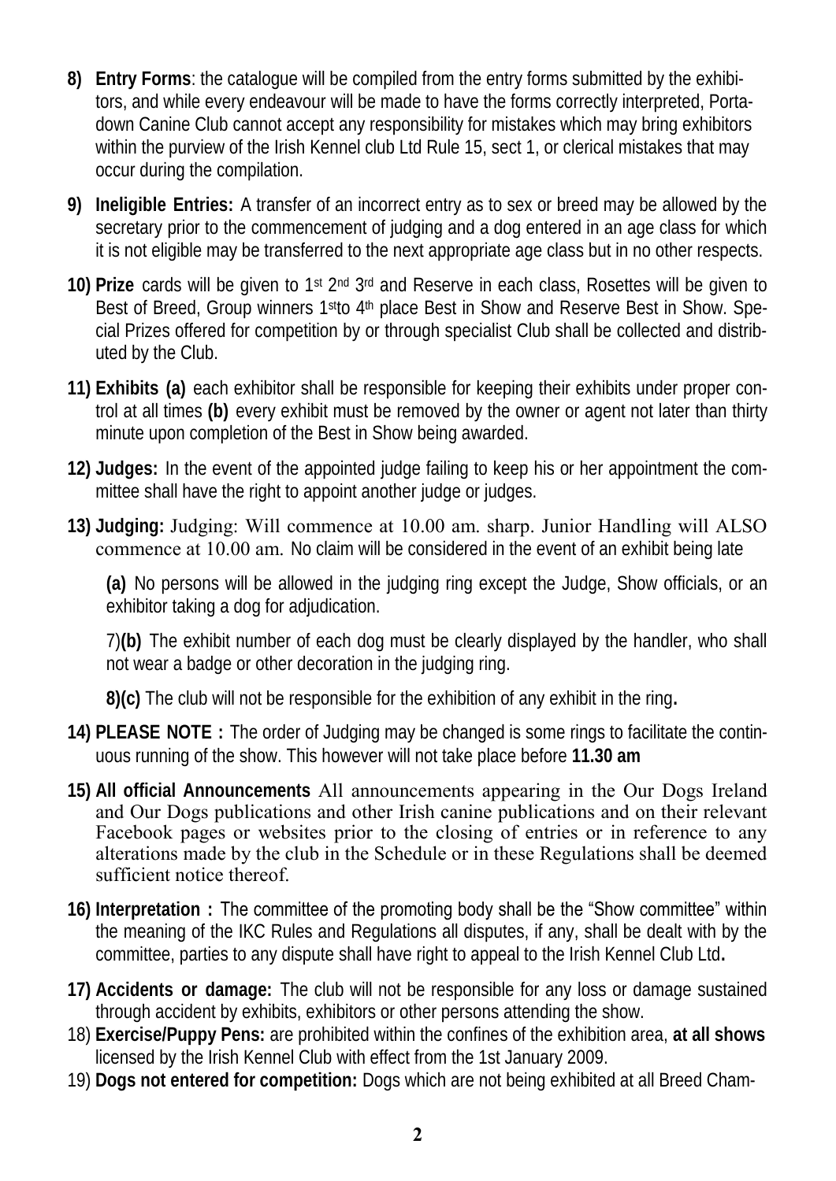8) **Entry Forms**: the catalogue will be compiled from the entry forms submitted by the exhibitors, and while every endeavour will be made to have the forms correctly interpreted, Portadown Canine Club cannot accept any responsibility for mistakes which may bring exhibitors within the purview of the Irish Kennel club Ltd Rule 15, sect 1, or clerical mistakes that may occur during the compilation.

9) **Ineligible Entries:** A transfer of an incorrect entry as to sex or breed may be allowed by the secretary prior to the commencement of judging and a dog entered in an age class for which it is not eligible may be transferred to the next appropriate age class but in no other respects.

10) **Prize** cards will be given to 1st 2nd 3rd and Reserve in each class, Rosettes will be given to Best of Breed, Group winners 1stto 4th place Best in Show and Reserve Best in Show. Special Prizes offered for competition by or through specialist Club shall be collected and distributed by the Club.

11) **Exhibits (a)** each exhibitor shall be responsible for keeping their exhibits under proper control at all times **(b)** every exhibit must be removed by the owner or agent not later than thirty minute upon completion of the Best in Show being awarded.

12) **Judges:** In the event of the appointed judge failing to keep his or her appointment the committee shall have the right to appoint another judge or judges.

13) **Judging:** Judging: Will commence at 10.00 am. sharp. Junior Handling will ALSO commence at 10.00 am. No claim will be considered in the event of an exhibit being late

    **(a)** No persons will be allowed in the judging ring except the Judge, Show officials, or an exhibitor taking a dog for adjudication.

    7)**(b)** The exhibit number of each dog must be clearly displayed by the handler, who shall not wear a badge or other decoration in the judging ring.

    **8)(c)** The club will not be responsible for the exhibition of any exhibit in the ring**.**

14) **PLEASE NOTE :** The order of Judging may be changed is some rings to facilitate the continuous running of the show. This however will not take place before **11.30 am**

15) **All official Announcements** All announcements appearing in the Our Dogs Ireland and Our Dogs publications and other Irish canine publications and on their relevant Facebook pages or websites prior to the closing of entries or in reference to any alterations made by the club in the Schedule or in these Regulations shall be deemed sufficient notice thereof.

16) **Interpretation :** The committee of the promoting body shall be the "Show committee" within the meaning of the IKC Rules and Regulations all disputes, if any, shall be dealt with by the committee, parties to any dispute shall have right to appeal to the Irish Kennel Club Ltd**.**

17) **Accidents or damage:** The club will not be responsible for any loss or damage sustained through accident by exhibits, exhibitors or other persons attending the show.

18) **Exercise/Puppy Pens:** are prohibited within the confines of the exhibition area, **at all shows** licensed by the Irish Kennel Club with effect from the 1st January 2009.

19) **Dogs not entered for competition:** Dogs which are not being exhibited at all Breed Cham-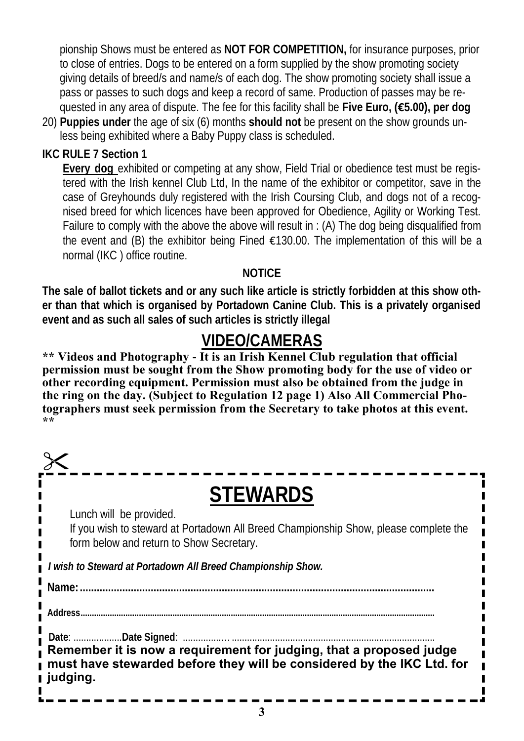pionship Shows must be entered as **NOT FOR COMPETITION,** for insurance purposes, prior to close of entries. Dogs to be entered on a form supplied by the show promoting society giving details of breed/s and name/s of each dog. The show promoting society shall issue a pass or passes to such dogs and keep a record of same. Production of passes may be requested in any area of dispute. The fee for this facility shall be **Five Euro, (€5.00), per dog**

20) **Puppies under** the age of six (6) months **should not** be present on the show grounds unless being exhibited where a Baby Puppy class is scheduled.

**IKC RULE 7 Section 1**

**Every dog** exhibited or competing at any show, Field Trial or obedience test must be registered with the Irish kennel Club Ltd, In the name of the exhibitor or competitor, save in the case of Greyhounds duly registered with the Irish Coursing Club, and dogs not of a recognised breed for which licences have been approved for Obedience, Agility or Working Test. Failure to comply with the above the above will result in : (A) The dog being disqualified from the event and (B) the exhibitor being Fined €130.00. The implementation of this will be a normal (IKC ) office routine.

**NOTICE**

**The sale of ballot tickets and or any such like article is strictly forbidden at this show other than that which is organised by Portadown Canine Club. This is a privately organised event and as such all sales of such articles is strictly illegal**

## VIDEO/CAMERAS

**** Videos and Photography - It is an Irish Kennel Club regulation that official permission must be sought from the Show promoting body for the use of video or other recording equipment. Permission must also be obtained from the judge in the ring on the day. (Subject to Regulation 12 page 1) Also All Commercial Photographers must seek permission from the Secretary to take photos at this event. ****

## STEWARDS

Lunch will be provided.

If you wish to steward at Portadown All Breed Championship Show, please complete the form below and return to Show Secretary.

***I wish to Steward at Portadown All Breed Championship Show.***

**Name:**...........................................................................................................................

**Address**..........................................................................................................................

**Date**: ...................**Date Signed**: ................…...............................................................................

**Remember it is now a requirement for judging, that a proposed judge must have stewarded before they will be considered by the IKC Ltd. for judging.**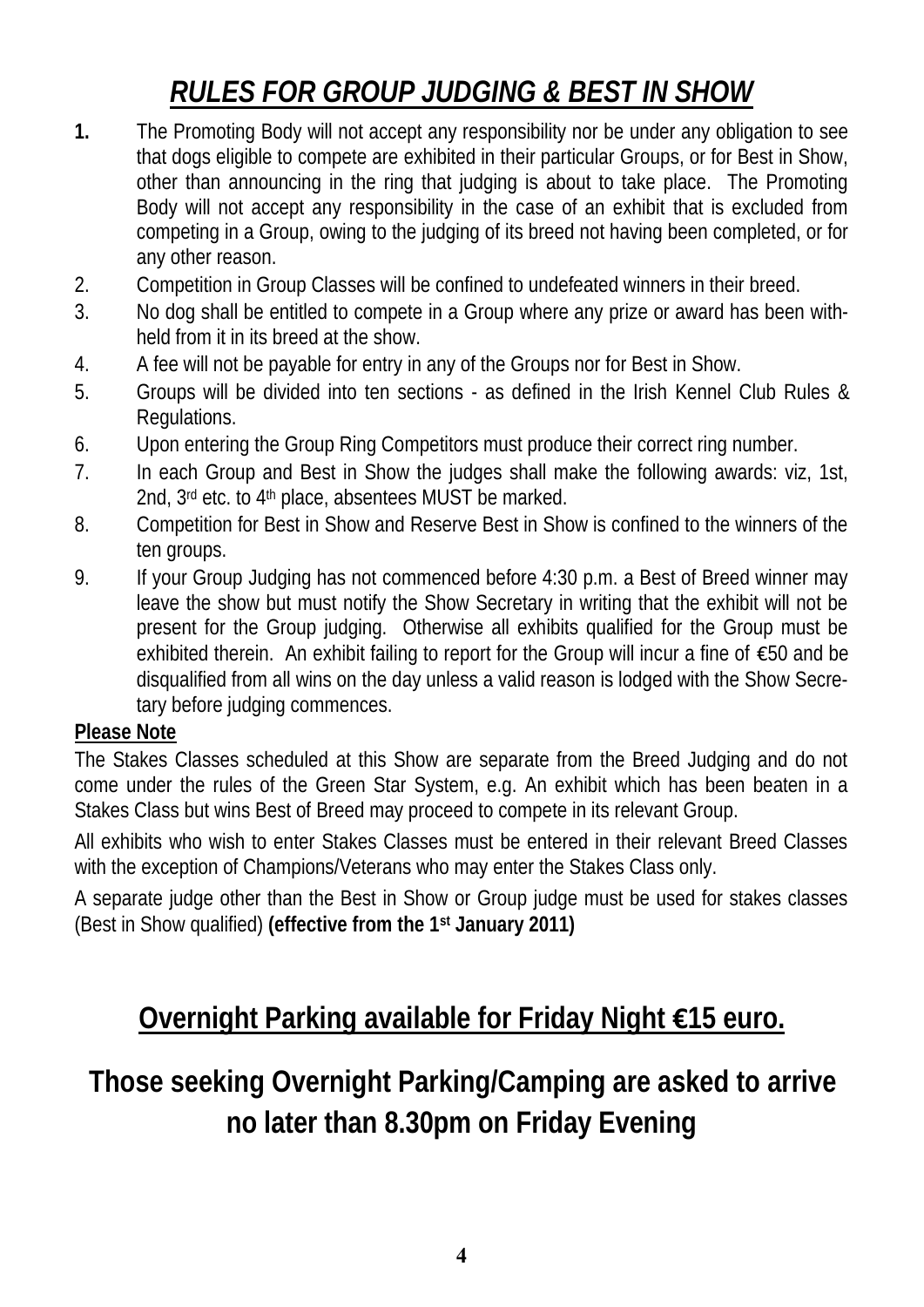# *RULES FOR GROUP JUDGING & BEST IN SHOW*

1. The Promoting Body will not accept any responsibility nor be under any obligation to see that dogs eligible to compete are exhibited in their particular Groups, or for Best in Show, other than announcing in the ring that judging is about to take place. The Promoting Body will not accept any responsibility in the case of an exhibit that is excluded from competing in a Group, owing to the judging of its breed not having been completed, or for any other reason.
2. Competition in Group Classes will be confined to undefeated winners in their breed.
3. No dog shall be entitled to compete in a Group where any prize or award has been withheld from it in its breed at the show.
4. A fee will not be payable for entry in any of the Groups nor for Best in Show.
5. Groups will be divided into ten sections - as defined in the Irish Kennel Club Rules & Regulations.
6. Upon entering the Group Ring Competitors must produce their correct ring number.
7. In each Group and Best in Show the judges shall make the following awards: viz, 1st, 2nd, 3rd etc. to 4th place, absentees MUST be marked.
8. Competition for Best in Show and Reserve Best in Show is confined to the winners of the ten groups.
9. If your Group Judging has not commenced before 4:30 p.m. a Best of Breed winner may leave the show but must notify the Show Secretary in writing that the exhibit will not be present for the Group judging. Otherwise all exhibits qualified for the Group must be exhibited therein. An exhibit failing to report for the Group will incur a fine of €50 and be disqualified from all wins on the day unless a valid reason is lodged with the Show Secretary before judging commences.

**Please Note**

The Stakes Classes scheduled at this Show are separate from the Breed Judging and do not come under the rules of the Green Star System, e.g. An exhibit which has been beaten in a Stakes Class but wins Best of Breed may proceed to compete in its relevant Group.

All exhibits who wish to enter Stakes Classes must be entered in their relevant Breed Classes with the exception of Champions/Veterans who may enter the Stakes Class only.

A separate judge other than the Best in Show or Group judge must be used for stakes classes (Best in Show qualified) **(effective from the 1st January 2011)**

## Overnight Parking available for Friday Night €15 euro.

## Those seeking Overnight Parking/Camping are asked to arrive no later than 8.30pm on Friday Evening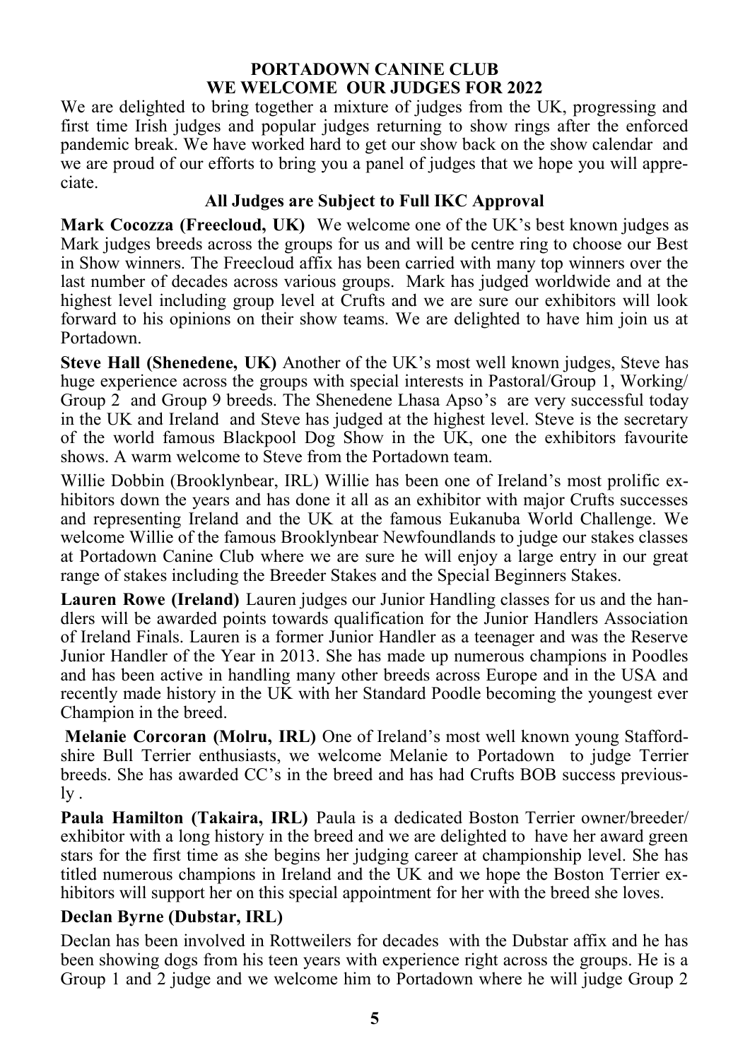**PORTADOWN CANINE CLUB**
**WE WELCOME OUR JUDGES FOR 2022**

We are delighted to bring together a mixture of judges from the UK, progressing and first time Irish judges and popular judges returning to show rings after the enforced pandemic break. We have worked hard to get our show back on the show calendar and we are proud of our efforts to bring you a panel of judges that we hope you will appreciate.

**All Judges are Subject to Full IKC Approval**

**Mark Cocozza (Freecloud, UK)** We welcome one of the UK's best known judges as Mark judges breeds across the groups for us and will be centre ring to choose our Best in Show winners. The Freecloud affix has been carried with many top winners over the last number of decades across various groups. Mark has judged worldwide and at the highest level including group level at Crufts and we are sure our exhibitors will look forward to his opinions on their show teams. We are delighted to have him join us at Portadown.

**Steve Hall (Shenedene, UK)** Another of the UK's most well known judges, Steve has huge experience across the groups with special interests in Pastoral/Group 1, Working/ Group 2 and Group 9 breeds. The Shenedene Lhasa Apso's are very successful today in the UK and Ireland and Steve has judged at the highest level. Steve is the secretary of the world famous Blackpool Dog Show in the UK, one the exhibitors favourite shows. A warm welcome to Steve from the Portadown team.

Willie Dobbin (Brooklynbear, IRL) Willie has been one of Ireland's most prolific exhibitors down the years and has done it all as an exhibitor with major Crufts successes and representing Ireland and the UK at the famous Eukanuba World Challenge. We welcome Willie of the famous Brooklynbear Newfoundlands to judge our stakes classes at Portadown Canine Club where we are sure he will enjoy a large entry in our great range of stakes including the Breeder Stakes and the Special Beginners Stakes.

**Lauren Rowe (Ireland)** Lauren judges our Junior Handling classes for us and the handlers will be awarded points towards qualification for the Junior Handlers Association of Ireland Finals. Lauren is a former Junior Handler as a teenager and was the Reserve Junior Handler of the Year in 2013. She has made up numerous champions in Poodles and has been active in handling many other breeds across Europe and in the USA and recently made history in the UK with her Standard Poodle becoming the youngest ever Champion in the breed.

**Melanie Corcoran (Molru, IRL)** One of Ireland's most well known young Staffordshire Bull Terrier enthusiasts, we welcome Melanie to Portadown to judge Terrier breeds. She has awarded CC's in the breed and has had Crufts BOB success previously .

**Paula Hamilton (Takaira, IRL)** Paula is a dedicated Boston Terrier owner/breeder/ exhibitor with a long history in the breed and we are delighted to have her award green stars for the first time as she begins her judging career at championship level. She has titled numerous champions in Ireland and the UK and we hope the Boston Terrier exhibitors will support her on this special appointment for her with the breed she loves.

**Declan Byrne (Dubstar, IRL)**

Declan has been involved in Rottweilers for decades with the Dubstar affix and he has been showing dogs from his teen years with experience right across the groups. He is a Group 1 and 2 judge and we welcome him to Portadown where he will judge Group 2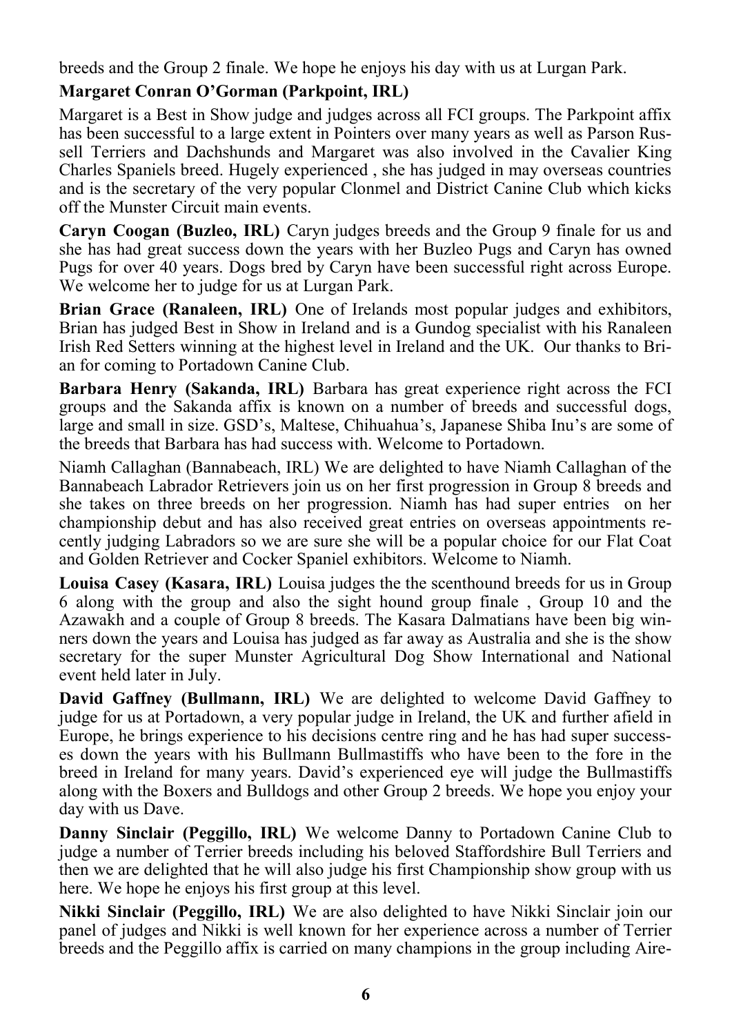breeds and the Group 2 finale. We hope he enjoys his day with us at Lurgan Park.

**Margaret Conran O'Gorman (Parkpoint, IRL)**

Margaret is a Best in Show judge and judges across all FCI groups. The Parkpoint affix has been successful to a large extent in Pointers over many years as well as Parson Russell Terriers and Dachshunds and Margaret was also involved in the Cavalier King Charles Spaniels breed. Hugely experienced , she has judged in may overseas countries and is the secretary of the very popular Clonmel and District Canine Club which kicks off the Munster Circuit main events.

**Caryn Coogan (Buzleo, IRL)** Caryn judges breeds and the Group 9 finale for us and she has had great success down the years with her Buzleo Pugs and Caryn has owned Pugs for over 40 years. Dogs bred by Caryn have been successful right across Europe. We welcome her to judge for us at Lurgan Park.

**Brian Grace (Ranaleen, IRL)** One of Irelands most popular judges and exhibitors, Brian has judged Best in Show in Ireland and is a Gundog specialist with his Ranaleen Irish Red Setters winning at the highest level in Ireland and the UK. Our thanks to Brian for coming to Portadown Canine Club.

**Barbara Henry (Sakanda, IRL)** Barbara has great experience right across the FCI groups and the Sakanda affix is known on a number of breeds and successful dogs, large and small in size. GSD's, Maltese, Chihuahua's, Japanese Shiba Inu's are some of the breeds that Barbara has had success with. Welcome to Portadown.

Niamh Callaghan (Bannabeach, IRL) We are delighted to have Niamh Callaghan of the Bannabeach Labrador Retrievers join us on her first progression in Group 8 breeds and she takes on three breeds on her progression. Niamh has had super entries on her championship debut and has also received great entries on overseas appointments recently judging Labradors so we are sure she will be a popular choice for our Flat Coat and Golden Retriever and Cocker Spaniel exhibitors. Welcome to Niamh.

**Louisa Casey (Kasara, IRL)** Louisa judges the the scenthound breeds for us in Group 6 along with the group and also the sight hound group finale , Group 10 and the Azawakh and a couple of Group 8 breeds. The Kasara Dalmatians have been big winners down the years and Louisa has judged as far away as Australia and she is the show secretary for the super Munster Agricultural Dog Show International and National event held later in July.

**David Gaffney (Bullmann, IRL)** We are delighted to welcome David Gaffney to judge for us at Portadown, a very popular judge in Ireland, the UK and further afield in Europe, he brings experience to his decisions centre ring and he has had super successes down the years with his Bullmann Bullmastiffs who have been to the fore in the breed in Ireland for many years. David's experienced eye will judge the Bullmastiffs along with the Boxers and Bulldogs and other Group 2 breeds. We hope you enjoy your day with us Dave.

**Danny Sinclair (Peggillo, IRL)** We welcome Danny to Portadown Canine Club to judge a number of Terrier breeds including his beloved Staffordshire Bull Terriers and then we are delighted that he will also judge his first Championship show group with us here. We hope he enjoys his first group at this level.

**Nikki Sinclair (Peggillo, IRL)** We are also delighted to have Nikki Sinclair join our panel of judges and Nikki is well known for her experience across a number of Terrier breeds and the Peggillo affix is carried on many champions in the group including Aire-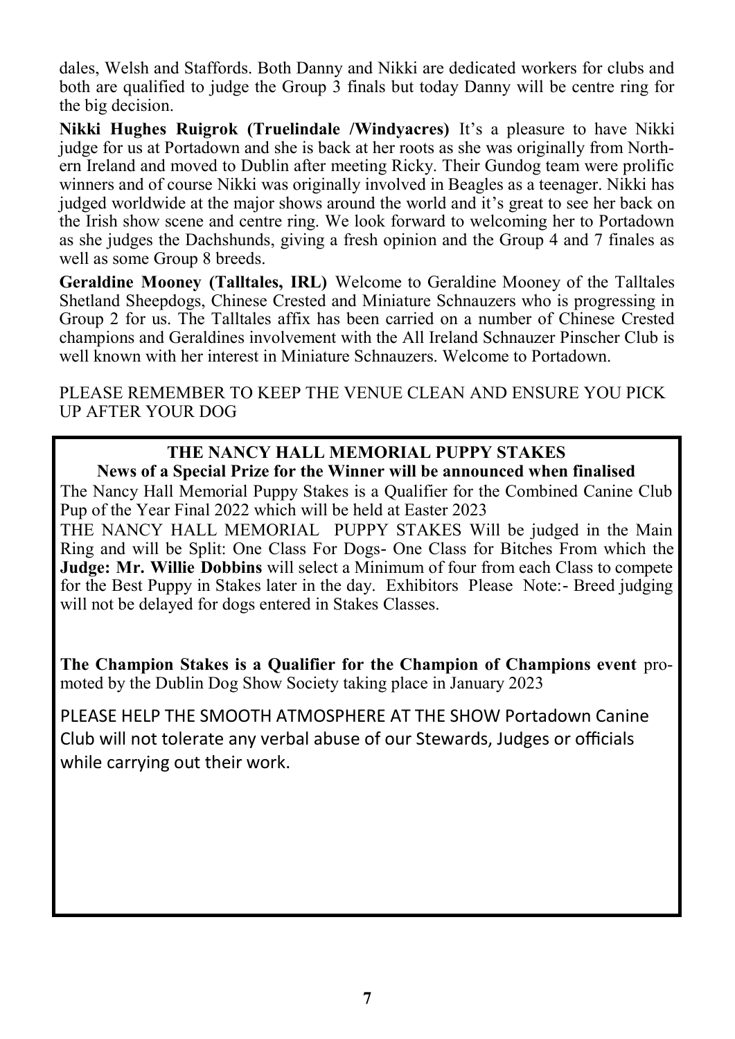dales, Welsh and Staffords. Both Danny and Nikki are dedicated workers for clubs and both are qualified to judge the Group 3 finals but today Danny will be centre ring for the big decision.

**Nikki Hughes Ruigrok (Truelindale /Windyacres)** It's a pleasure to have Nikki judge for us at Portadown and she is back at her roots as she was originally from Northern Ireland and moved to Dublin after meeting Ricky. Their Gundog team were prolific winners and of course Nikki was originally involved in Beagles as a teenager. Nikki has judged worldwide at the major shows around the world and it's great to see her back on the Irish show scene and centre ring. We look forward to welcoming her to Portadown as she judges the Dachshunds, giving a fresh opinion and the Group 4 and 7 finales as well as some Group 8 breeds.

**Geraldine Mooney (Talltales, IRL)** Welcome to Geraldine Mooney of the Talltales Shetland Sheepdogs, Chinese Crested and Miniature Schnauzers who is progressing in Group 2 for us. The Talltales affix has been carried on a number of Chinese Crested champions and Geraldines involvement with the All Ireland Schnauzer Pinscher Club is well known with her interest in Miniature Schnauzers. Welcome to Portadown.

PLEASE REMEMBER TO KEEP THE VENUE CLEAN AND ENSURE YOU PICK UP AFTER YOUR DOG

**THE NANCY HALL MEMORIAL PUPPY STAKES**

**News of a Special Prize for the Winner will be announced when finalised**

The Nancy Hall Memorial Puppy Stakes is a Qualifier for the Combined Canine Club Pup of the Year Final 2022 which will be held at Easter 2023

THE NANCY HALL MEMORIAL PUPPY STAKES Will be judged in the Main Ring and will be Split: One Class For Dogs- One Class for Bitches From which the **Judge: Mr. Willie Dobbins** will select a Minimum of four from each Class to compete for the Best Puppy in Stakes later in the day. Exhibitors Please Note:- Breed judging will not be delayed for dogs entered in Stakes Classes.

**The Champion Stakes is a Qualifier for the Champion of Champions event** promoted by the Dublin Dog Show Society taking place in January 2023

PLEASE HELP THE SMOOTH ATMOSPHERE AT THE SHOW Portadown Canine Club will not tolerate any verbal abuse of our Stewards, Judges or officials while carrying out their work.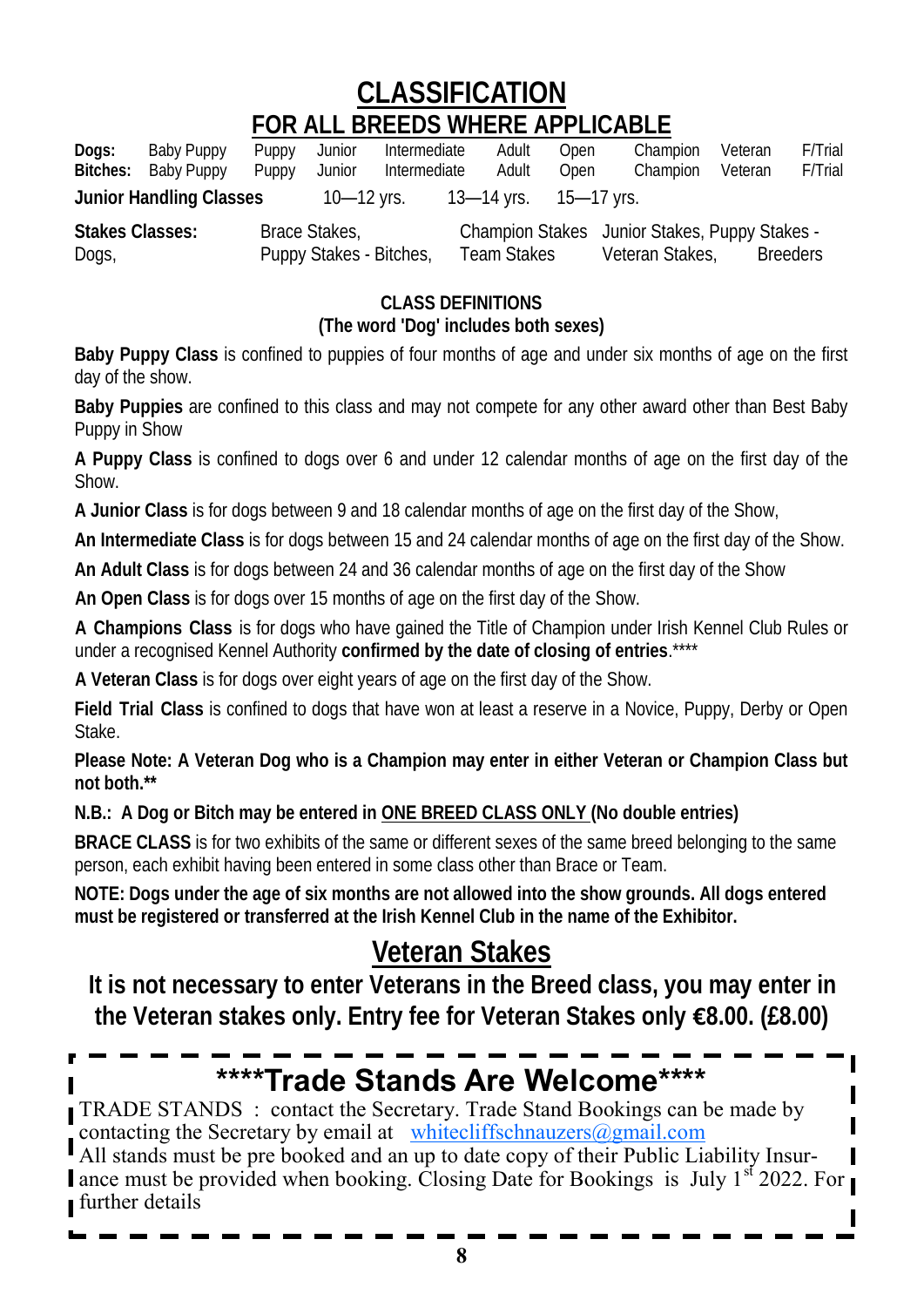# CLASSIFICATION

## FOR ALL BREEDS WHERE APPLICABLE

| | | | | | | | | | |
|---|---|---|---|---|---|---|---|---|---|
| **Dogs:** | Baby Puppy | Puppy | Junior | Intermediate | Adult | Open | Champion | Veteran | F/Trial |
| **Bitches:** | Baby Puppy | Puppy | Junior | Intermediate | Adult | Open | Champion | Veteran | F/Trial |

**Junior Handling Classes** 10—12 yrs. 13—14 yrs. 15—17 yrs.

**Stakes Classes:** Brace Stakes, Champion Stakes Junior Stakes, Puppy Stakes - Dogs, Puppy Stakes - Bitches, Team Stakes Veteran Stakes, Breeders

**CLASS DEFINITIONS**
**(The word 'Dog' includes both sexes)**

**Baby Puppy Class** is confined to puppies of four months of age and under six months of age on the first day of the show.

**Baby Puppies** are confined to this class and may not compete for any other award other than Best Baby Puppy in Show

**A Puppy Class** is confined to dogs over 6 and under 12 calendar months of age on the first day of the Show.

**A Junior Class** is for dogs between 9 and 18 calendar months of age on the first day of the Show,

**An Intermediate Class** is for dogs between 15 and 24 calendar months of age on the first day of the Show.

**An Adult Class** is for dogs between 24 and 36 calendar months of age on the first day of the Show

**An Open Class** is for dogs over 15 months of age on the first day of the Show.

**A Champions Class** is for dogs who have gained the Title of Champion under Irish Kennel Club Rules or under a recognised Kennel Authority **confirmed by the date of closing of entries**.****

**A Veteran Class** is for dogs over eight years of age on the first day of the Show.

**Field Trial Class** is confined to dogs that have won at least a reserve in a Novice, Puppy, Derby or Open Stake.

**Please Note: A Veteran Dog who is a Champion may enter in either Veteran or Champion Class but not both.****

**N.B.: A Dog or Bitch may be entered in ONE BREED CLASS ONLY (No double entries)**

**BRACE CLASS** is for two exhibits of the same or different sexes of the same breed belonging to the same person, each exhibit having been entered in some class other than Brace or Team.

**NOTE: Dogs under the age of six months are not allowed into the show grounds. All dogs entered must be registered or transferred at the Irish Kennel Club in the name of the Exhibitor.**

## Veteran Stakes

**It is not necessary to enter Veterans in the Breed class, you may enter in the Veteran stakes only. Entry fee for Veteran Stakes only €8.00. (£8.00)**

## ****Trade Stands Are Welcome****

TRADE STANDS : contact the Secretary. Trade Stand Bookings can be made by contacting the Secretary by email at whitecliffschnauzers@gmail.com
All stands must be pre booked and an up to date copy of their Public Liability Insurance must be provided when booking. Closing Date for Bookings is July 1st 2022. For further details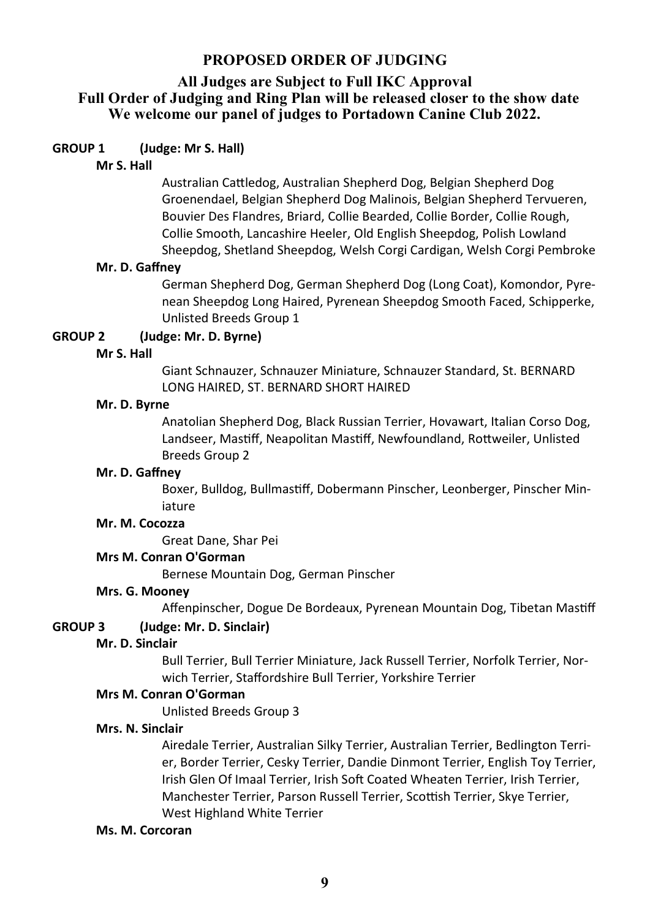## PROPOSED ORDER OF JUDGING

### All Judges are Subject to Full IKC Approval
### Full Order of Judging and Ring Plan will be released closer to the show date
### We welcome our panel of judges to Portadown Canine Club 2022.

**GROUP 1 (Judge: Mr S. Hall)**

**Mr S. Hall**

Australian Cattledog, Australian Shepherd Dog, Belgian Shepherd Dog Groenendael, Belgian Shepherd Dog Malinois, Belgian Shepherd Tervueren, Bouvier Des Flandres, Briard, Collie Bearded, Collie Border, Collie Rough, Collie Smooth, Lancashire Heeler, Old English Sheepdog, Polish Lowland Sheepdog, Shetland Sheepdog, Welsh Corgi Cardigan, Welsh Corgi Pembroke

**Mr. D. Gaffney**

German Shepherd Dog, German Shepherd Dog (Long Coat), Komondor, Pyrenean Sheepdog Long Haired, Pyrenean Sheepdog Smooth Faced, Schipperke, Unlisted Breeds Group 1

**GROUP 2 (Judge: Mr. D. Byrne)**

**Mr S. Hall**

Giant Schnauzer, Schnauzer Miniature, Schnauzer Standard, St. BERNARD LONG HAIRED, ST. BERNARD SHORT HAIRED

**Mr. D. Byrne**

Anatolian Shepherd Dog, Black Russian Terrier, Hovawart, Italian Corso Dog, Landseer, Mastiff, Neapolitan Mastiff, Newfoundland, Rottweiler, Unlisted Breeds Group 2

**Mr. D. Gaffney**

Boxer, Bulldog, Bullmastiff, Dobermann Pinscher, Leonberger, Pinscher Miniature

**Mr. M. Cocozza**

Great Dane, Shar Pei

**Mrs M. Conran O'Gorman**

Bernese Mountain Dog, German Pinscher

**Mrs. G. Mooney**

Affenpinscher, Dogue De Bordeaux, Pyrenean Mountain Dog, Tibetan Mastiff

**GROUP 3 (Judge: Mr. D. Sinclair)**

**Mr. D. Sinclair**

Bull Terrier, Bull Terrier Miniature, Jack Russell Terrier, Norfolk Terrier, Norwich Terrier, Staffordshire Bull Terrier, Yorkshire Terrier

**Mrs M. Conran O'Gorman**

Unlisted Breeds Group 3

**Mrs. N. Sinclair**

Airedale Terrier, Australian Silky Terrier, Australian Terrier, Bedlington Terrier, Border Terrier, Cesky Terrier, Dandie Dinmont Terrier, English Toy Terrier, Irish Glen Of Imaal Terrier, Irish Soft Coated Wheaten Terrier, Irish Terrier, Manchester Terrier, Parson Russell Terrier, Scottish Terrier, Skye Terrier, West Highland White Terrier

**Ms. M. Corcoran**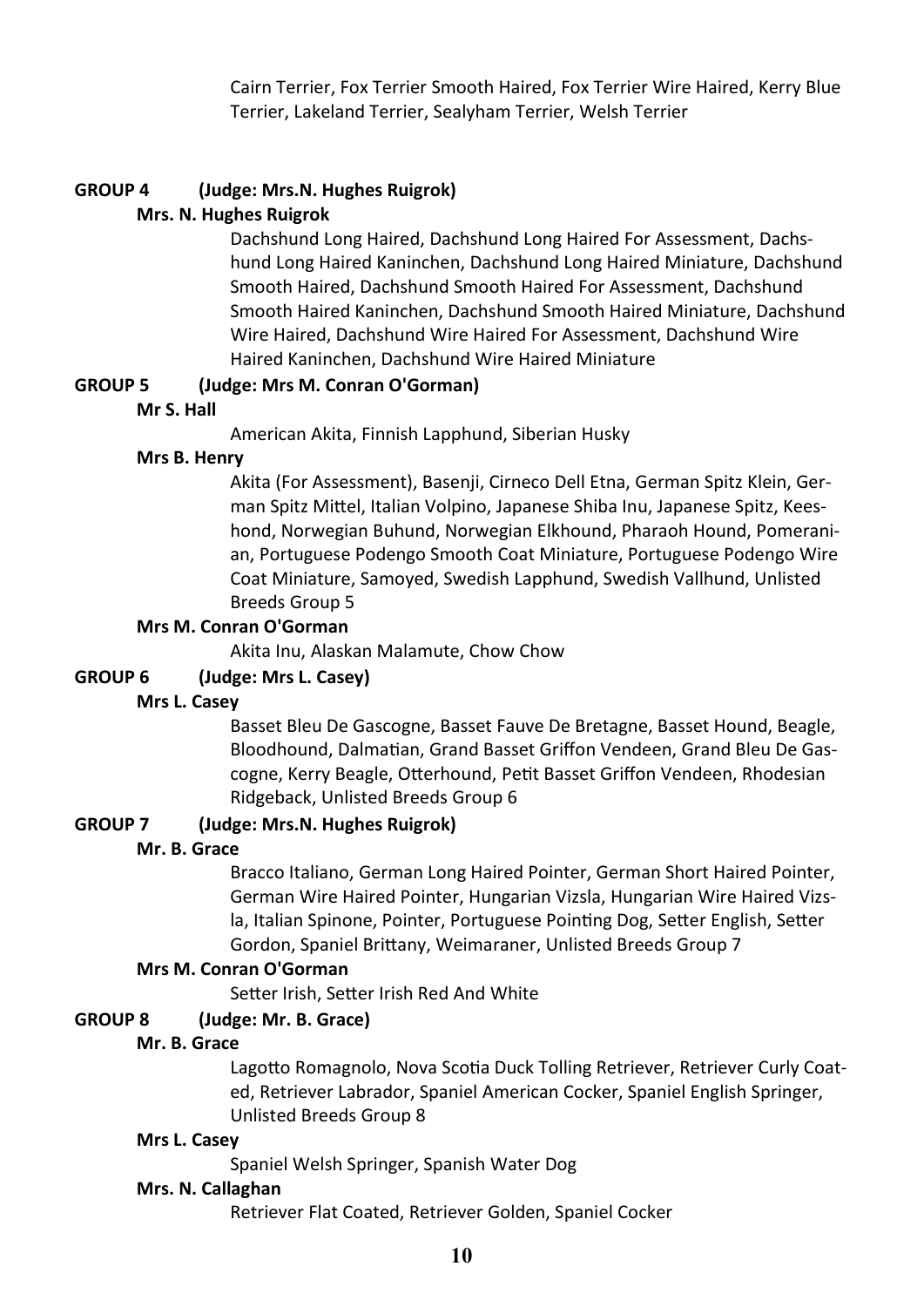Cairn Terrier, Fox Terrier Smooth Haired, Fox Terrier Wire Haired, Kerry Blue Terrier, Lakeland Terrier, Sealyham Terrier, Welsh Terrier

**GROUP 4 (Judge: Mrs.N. Hughes Ruigrok)**

**Mrs. N. Hughes Ruigrok**

Dachshund Long Haired, Dachshund Long Haired For Assessment, Dachshund Long Haired Kaninchen, Dachshund Long Haired Miniature, Dachshund Smooth Haired, Dachshund Smooth Haired For Assessment, Dachshund Smooth Haired Kaninchen, Dachshund Smooth Haired Miniature, Dachshund Wire Haired, Dachshund Wire Haired For Assessment, Dachshund Wire Haired Kaninchen, Dachshund Wire Haired Miniature

**GROUP 5 (Judge: Mrs M. Conran O'Gorman)**

**Mr S. Hall**

American Akita, Finnish Lapphund, Siberian Husky

**Mrs B. Henry**

Akita (For Assessment), Basenji, Cirneco Dell Etna, German Spitz Klein, German Spitz Mittel, Italian Volpino, Japanese Shiba Inu, Japanese Spitz, Keeshond, Norwegian Buhund, Norwegian Elkhound, Pharaoh Hound, Pomeranian, Portuguese Podengo Smooth Coat Miniature, Portuguese Podengo Wire Coat Miniature, Samoyed, Swedish Lapphund, Swedish Vallhund, Unlisted Breeds Group 5

**Mrs M. Conran O'Gorman**

Akita Inu, Alaskan Malamute, Chow Chow

**GROUP 6 (Judge: Mrs L. Casey)**

**Mrs L. Casey**

Basset Bleu De Gascogne, Basset Fauve De Bretagne, Basset Hound, Beagle, Bloodhound, Dalmatian, Grand Basset Griffon Vendeen, Grand Bleu De Gascogne, Kerry Beagle, Otterhound, Petit Basset Griffon Vendeen, Rhodesian Ridgeback, Unlisted Breeds Group 6

**GROUP 7 (Judge: Mrs.N. Hughes Ruigrok)**

**Mr. B. Grace**

Bracco Italiano, German Long Haired Pointer, German Short Haired Pointer, German Wire Haired Pointer, Hungarian Vizsla, Hungarian Wire Haired Vizsla, Italian Spinone, Pointer, Portuguese Pointing Dog, Setter English, Setter Gordon, Spaniel Brittany, Weimaraner, Unlisted Breeds Group 7

**Mrs M. Conran O'Gorman**

Setter Irish, Setter Irish Red And White

**GROUP 8 (Judge: Mr. B. Grace)**

**Mr. B. Grace**

Lagotto Romagnolo, Nova Scotia Duck Tolling Retriever, Retriever Curly Coated, Retriever Labrador, Spaniel American Cocker, Spaniel English Springer, Unlisted Breeds Group 8

**Mrs L. Casey**

Spaniel Welsh Springer, Spanish Water Dog

**Mrs. N. Callaghan**

Retriever Flat Coated, Retriever Golden, Spaniel Cocker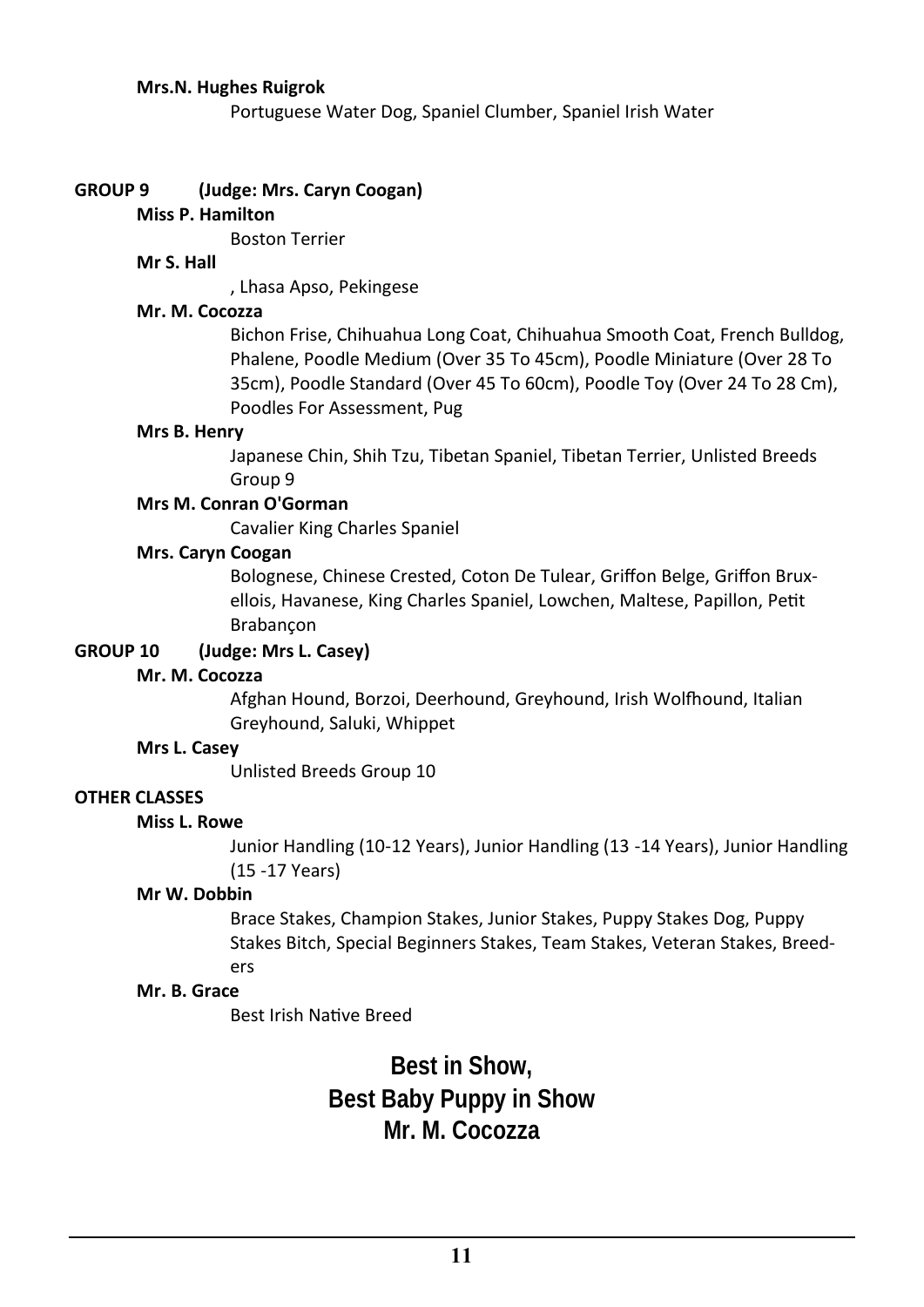**Mrs.N. Hughes Ruigrok**

Portuguese Water Dog, Spaniel Clumber, Spaniel Irish Water

**GROUP 9 (Judge: Mrs. Caryn Coogan)**

**Miss P. Hamilton**

Boston Terrier

**Mr S. Hall**

, Lhasa Apso, Pekingese

**Mr. M. Cocozza**

Bichon Frise, Chihuahua Long Coat, Chihuahua Smooth Coat, French Bulldog, Phalene, Poodle Medium (Over 35 To 45cm), Poodle Miniature (Over 28 To 35cm), Poodle Standard (Over 45 To 60cm), Poodle Toy (Over 24 To 28 Cm), Poodles For Assessment, Pug

**Mrs B. Henry**

Japanese Chin, Shih Tzu, Tibetan Spaniel, Tibetan Terrier, Unlisted Breeds Group 9

**Mrs M. Conran O'Gorman**

Cavalier King Charles Spaniel

**Mrs. Caryn Coogan**

Bolognese, Chinese Crested, Coton De Tulear, Griffon Belge, Griffon Bruxellois, Havanese, King Charles Spaniel, Lowchen, Maltese, Papillon, Petit Brabançon

**GROUP 10 (Judge: Mrs L. Casey)**

**Mr. M. Cocozza**

Afghan Hound, Borzoi, Deerhound, Greyhound, Irish Wolfhound, Italian Greyhound, Saluki, Whippet

**Mrs L. Casey**

Unlisted Breeds Group 10

**OTHER CLASSES**

**Miss L. Rowe**

Junior Handling (10-12 Years), Junior Handling (13 -14 Years), Junior Handling (15 -17 Years)

**Mr W. Dobbin**

Brace Stakes, Champion Stakes, Junior Stakes, Puppy Stakes Dog, Puppy Stakes Bitch, Special Beginners Stakes, Team Stakes, Veteran Stakes, Breeders

**Mr. B. Grace**

Best Irish Native Breed

## Best in Show,
## Best Baby Puppy in Show
## Mr. M. Cocozza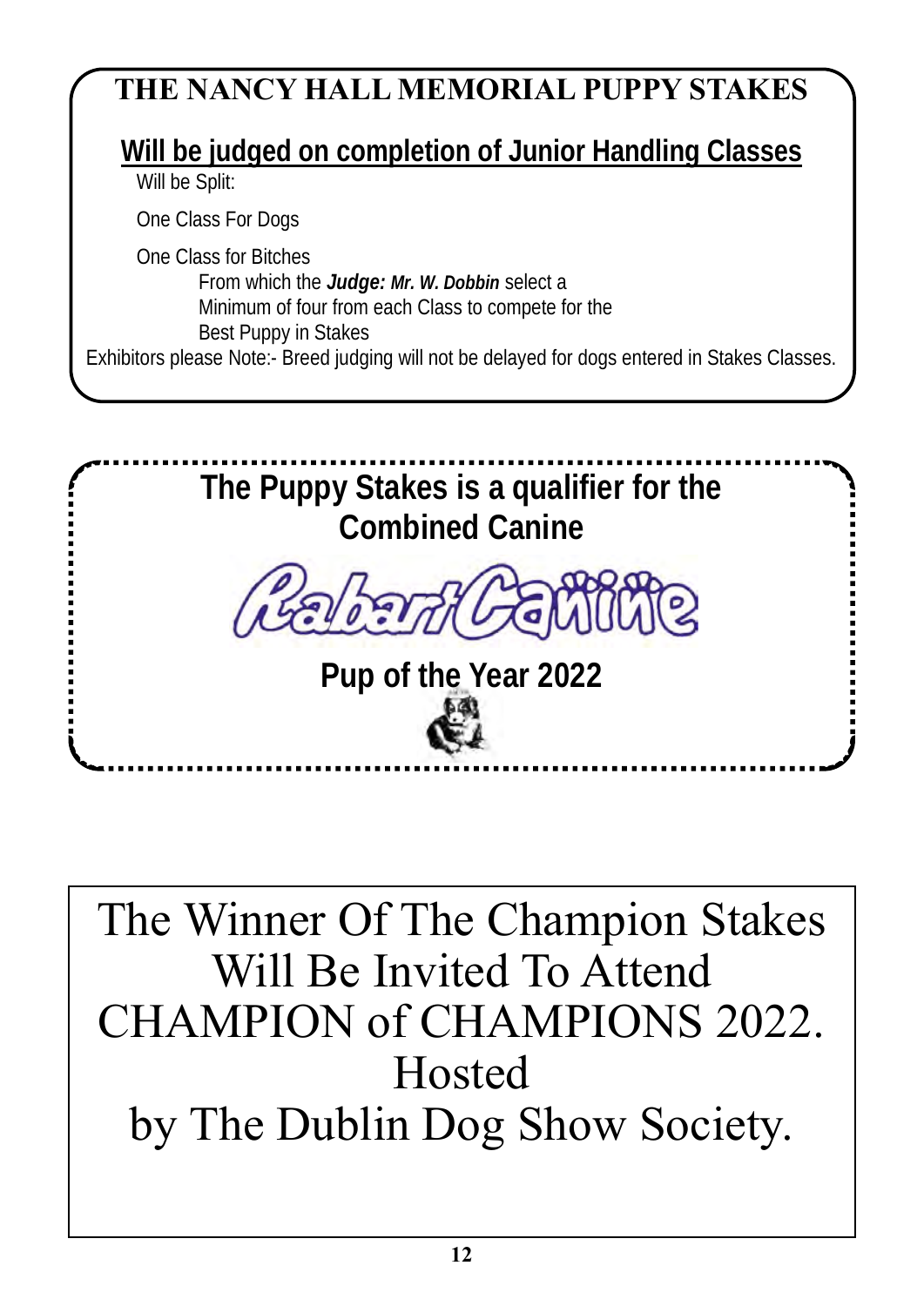## THE NANCY HALL MEMORIAL PUPPY STAKES

**Will be judged on completion of Junior Handling Classes**

Will be Split:

One Class For Dogs

One Class for Bitches

From which the ***Judge: Mr. W. Dobbin*** select a
Minimum of four from each Class to compete for the
Best Puppy in Stakes

Exhibitors please Note:- Breed judging will not be delayed for dogs entered in Stakes Classes.

**The Puppy Stakes is a qualifier for the Combined Canine**

**RabartCanine**

**Pup of the Year 2022**

The Winner Of The Champion Stakes
Will Be Invited To Attend
CHAMPION of CHAMPIONS 2022.
Hosted
by The Dublin Dog Show Society.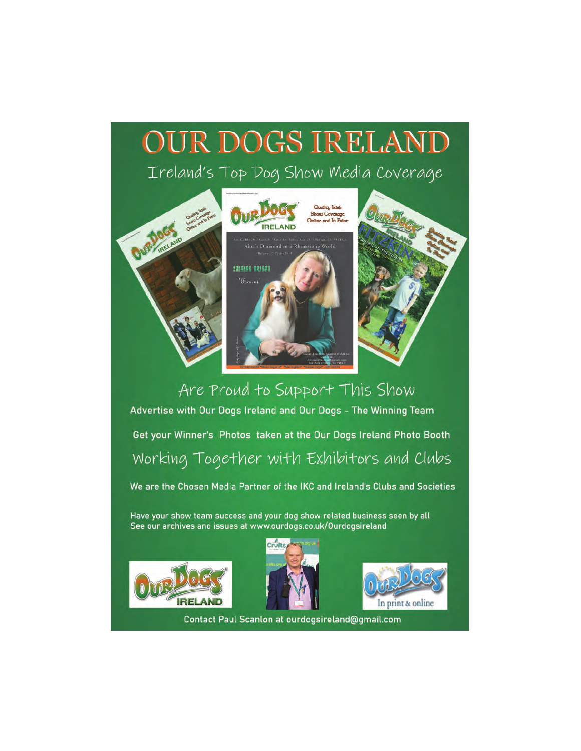# OUR DOGS IRELAND

## Ireland's Top Dog Show Media Coverage

## Are Proud to Support This Show

**Advertise with Our Dogs Ireland and Our Dogs - The Winning Team**

**Get your Winner's Photos taken at the Our Dogs Ireland Photo Booth**

## Working Together with Exhibitors and Clubs

**We are the Chosen Media Partner of the IKC and Ireland's Clubs and Societies**

**Have your show team success and your dog show related business seen by all**
**See our archives and issues at www.ourdogs.co.uk/Ourdogsireland**

**Contact Paul Scanlon at ourdogsireland@gmail.com**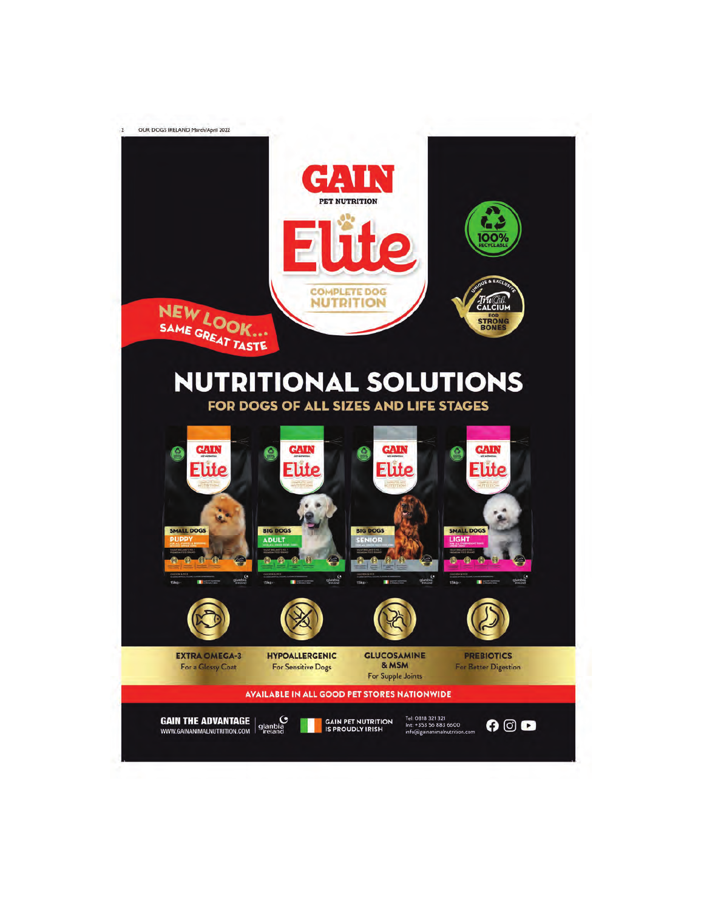# GAIN

PET NUTRITION

# Elite

COMPLETE DOG NUTRITION

NEW LOOK... SAME GREAT TASTE

100% RECYCLABLE

UNIQUE & EXCLUSIVE TruCal CALCIUM FOR STRONG BONES

## NUTRITIONAL SOLUTIONS

### FOR DOGS OF ALL SIZES AND LIFE STAGES

SMALL DOGS PUPPY

BIG DOGS ADULT

BIG DOGS SENIOR

SMALL DOGS LIGHT

**EXTRA OMEGA-3**
For a Glossy Coat

**HYPOALLERGENIC**
For Sensitive Dogs

**GLUCOSAMINE & MSM**
For Supple Joints

**PREBIOTICS**
For Better Digestion

**AVAILABLE IN ALL GOOD PET STORES NATIONWIDE**

**GAIN THE ADVANTAGE**
WWW.GAINANIMALNUTRITION.COM

glanbia ireland

GAIN PET NUTRITION IS PROUDLY IRISH

Tel: 0818 321 321
Int: +353 56 883 6600
info@gainanimalnutrition.com